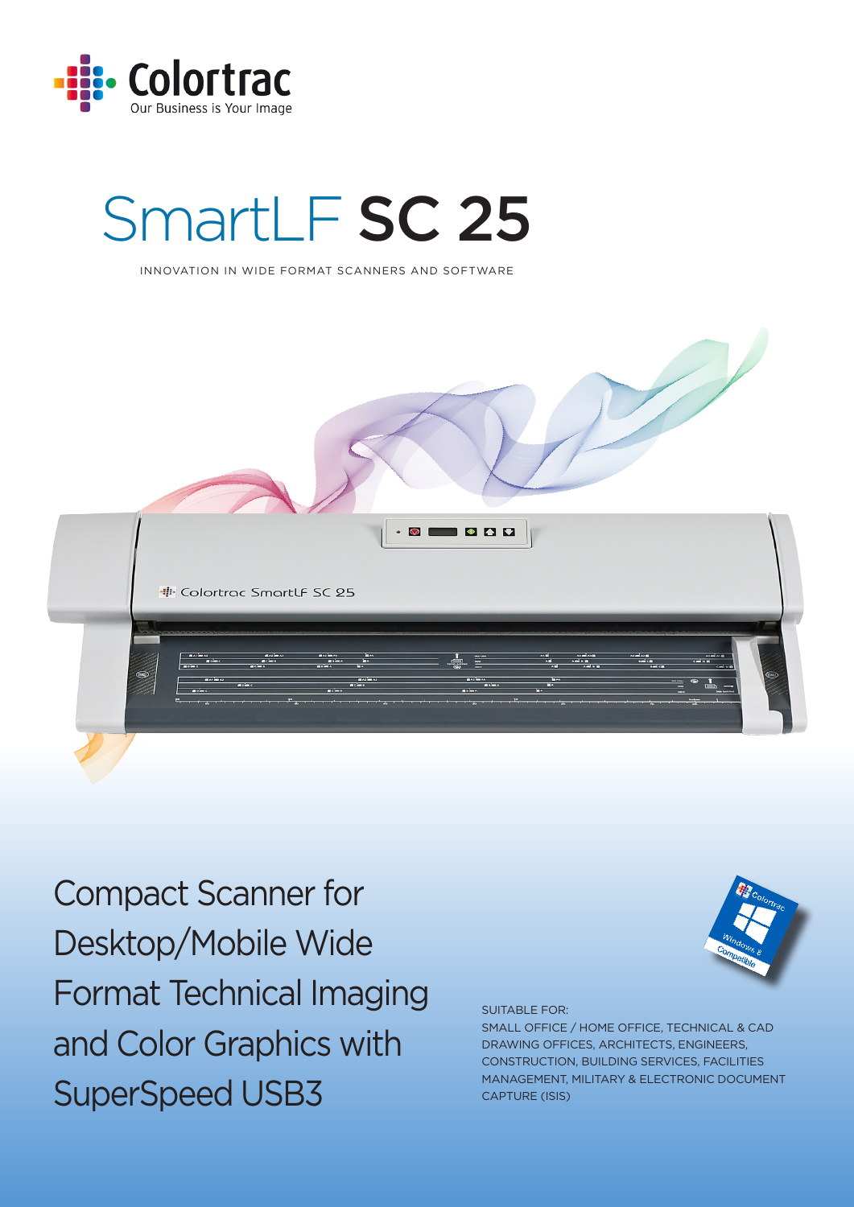Colortrac
Our Business is Your Image

# SmartLF **SC 25**

INNOVATION IN WIDE FORMAT SCANNERS AND SOFTWARE

## Compact Scanner for Desktop/Mobile Wide Format Technical Imaging and Color Graphics with SuperSpeed USB3

SUITABLE FOR:
SMALL OFFICE / HOME OFFICE, TECHNICAL & CAD DRAWING OFFICES, ARCHITECTS, ENGINEERS, CONSTRUCTION, BUILDING SERVICES, FACILITIES MANAGEMENT, MILITARY & ELECTRONIC DOCUMENT CAPTURE (ISIS)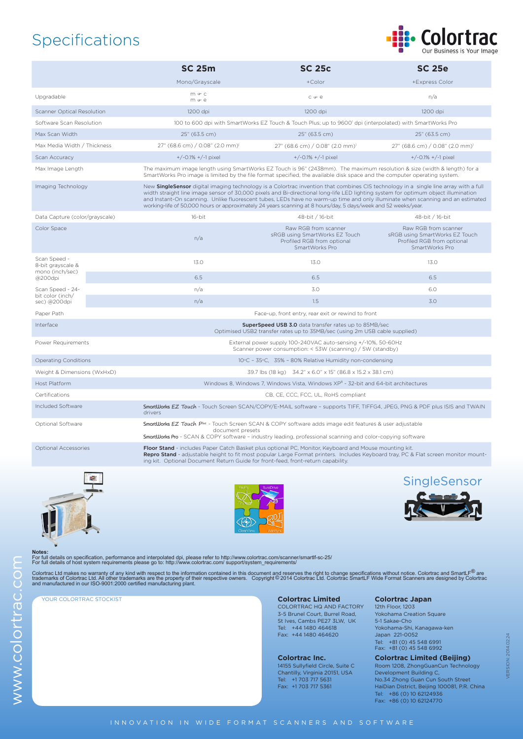# Specifications

| | SC 25m | SC 25c | SC 25e |
|---|---|---|---|
| | Mono/Grayscale | +Color | +Express Color |
| Upgradable | m ➾ c<br>m ➾ e | c ➾ e | n/a |
| Scanner Optical Resolution | 1200 dpi | 1200 dpi | 1200 dpi |
| Software Scan Resolution | 100 to 600 dpi with SmartWorks EZ Touch & Touch Plus; up to 9600[i] dpi (interpolated) with SmartWorks Pro | | |
| Max Scan Width | 25" (63.5 cm) | 25" (63.5 cm) | 25" (63.5 cm) |
| Max Media Width / Thickness | 27" (68.6 cm) / 0.08" (2.0 mm)[i] | 27" (68.6 cm) / 0.08" (2.0 mm)[i] | 27" (68.6 cm) / 0.08" (2.0 mm)[i] |
| Scan Accuracy | +/-0.1% +/-1 pixel | +/-0.1% +/-1 pixel | +/-0.1% +/-1 pixel |
| Max Image Length | The maximum image length using SmartWorks EZ Touch is 96" (2438mm). The maximum resolution & size (width & length) for a SmartWorks Pro image is limited by the file format specified, the available disk space and the computer operating system. | | |
| Imaging Technology | New **SingleSensor** digital imaging technology is a Colortrac invention that combines CIS technology in a single line array with a full width straight line image sensor of 30,000 pixels and Bi-directional long-life LED lighting system for optimum object illumination and Instant-On scanning. Unlike fluorescent tubes, LEDs have no warm-up time and only illuminate when scanning and an estimated working-life of 50,000 hours or approximately 24 years scanning at 8 hours/day, 5 days/week and 52 weeks/year. | | |
| Data Capture (color/grayscale) | 16-bit | 48-bit / 16-bit | 48-bit / 16-bit |
| Color Space | n/a | Raw RGB from scanner<br>sRGB using SmartWorks EZ Touch<br>Profiled RGB from optional SmartWorks Pro | Raw RGB from scanner<br>sRGB using SmartWorks EZ Touch<br>Profiled RGB from optional SmartWorks Pro |
| Scan Speed - 8-bit grayscale & mono (inch/sec) @200dpi | 13.0 | 13.0 | 13.0 |
| | 6.5 | 6.5 | 6.5 |
| Scan Speed - 24-bit color (inch/sec) @200dpi | n/a | 3.0 | 6.0 |
| | n/a | 1.5 | 3.0 |
| Paper Path | Face-up, front entry, rear exit or rewind to front | | |
| Interface | **SuperSpeed USB 3.0** data transfer rates up to 85MB/sec<br>Optimised USB2 transfer rates up to 35MB/sec (using 2m USB cable supplied) | | |
| Power Requirements | External power supply 100-240VAC auto-sensing +/-10%, 50-60Hz<br>Scanner power consumption: < 53W (scanning) / 5W (standby) | | |
| Operating Conditions | 10°C - 35°C, 35% - 80% Relative Humidity non-condensing | | |
| Weight & Dimensions (WxHxD) | 39.7 lbs (18 kg) 34.2" x 6.0" x 15" (86.8 x 15.2 x 38.1 cm) | | |
| Host Platform | Windows 8, Windows 7, Windows Vista, Windows XP[ii] - 32-bit and 64-bit architectures | | |
| Certifications | CB, CE, CCC, FCC, UL, RoHS compliant | | |
| Included Software | SmartWorks EZ Touch - Touch Screen SCAN/COPY/E-MAIL software - supports TIFF, TIFFG4, JPEG, PNG & PDF plus ISIS and TWAIN drivers | | |
| Optional Software | SmartWorks EZ Touch Plus - Touch Screen SCAN & COPY software adds image edit features & user adjustable document presets<br>SmartWorks Pro - SCAN & COPY software - industry leading, professional scanning and color-copying software | | |
| Optional Accessories | **Floor Stand** - includes Paper Catch Basket plus optional PC, Monitor, Keyboard and Mouse mounting kit.<br>**Repro Stand** - adjustable height to fit most popular Large Format printers. Includes Keyboard tray, PC & Flat screen monitor mounting kit. Optional Document Return Guide for front-feed, front-return capability. | | |

SingleSensor

**Notes:**
For full details on specification, performance and interpolated dpi, please refer to http://www.colortrac.com/scanner/smartlf-sc-25/
For full details of host system requirements please go to: http://www.colortrac.com/ support/system_requirements/

Colortrac Ltd makes no warranty of any kind with respect to the information contained in this document and reserves the right to change specifications without notice. Colortrac and SmartLF® are trademarks of Colortrac Ltd. All other trademarks are the property of their respective owners. Copyright © 2014 Colortrac Ltd. Colortrac SmartLF Wide Format Scanners are designed by Colortrac and manufactured in our ISO-9001:2000 certified manufacturing plant.

YOUR COLORTRAC STOCKIST

**Colortrac Limited**
COLORTRAC HQ AND FACTORY
3-5 Brunel Court, Burrel Road,
St Ives, Cambs PE27 3LW, UK
Tel: +44 1480 464618
Fax: +44 1480 464620

**Colortrac Inc.**
14155 Sullyfield Circle, Suite C
Chantilly, Virginia 20151, USA
Tel: +1 703 717 5631
Fax: +1 703 717 5361

**Colortrac Japan**
12th Floor, 1203
Yokohama Creation Square
5-1 Sakae-Cho
Yokohama-Shi, Kanagawa-ken
Japan 221-0052
Tel: +81 (0) 45 548 6991
Fax: +81 (0) 45 548 6992

**Colortrac Limited (Beijing)**
Room 1208, ZhongGuanCun Technology
Development Building C,
No.34 Zhong Guan Cun South Street
HaiDian District, Beijing 100081, P.R. China
Tel: +86 (0) 10 62124936
Fax: +86 (0) 10 62124770

www.colortrac.com

VERSION: 2014.02.24

INNOVATION IN WIDE FORMAT SCANNERS AND SOFTWARE